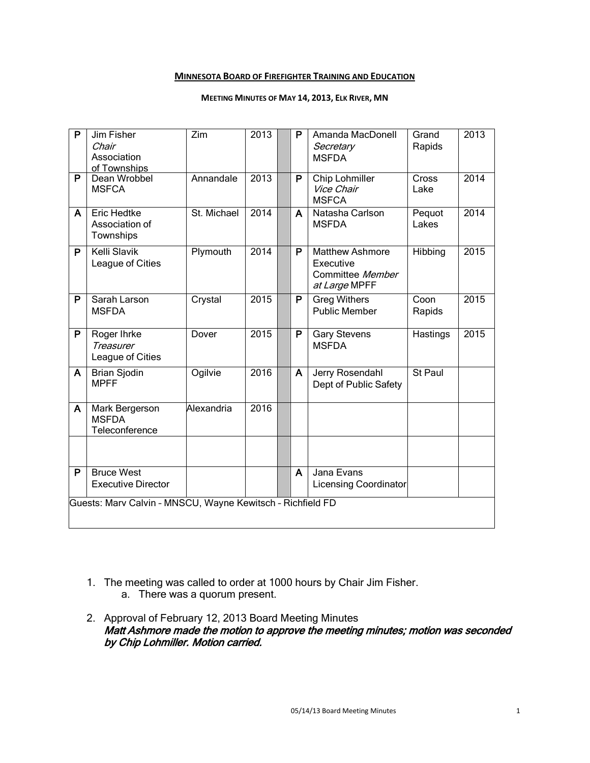**MINNESOTA BOARD OF FIREFIGHTER TRAINING AND EDUCATION**

**MEETING MINUTES OF MAY 14, 2013, ELK RIVER, MN**

| | | | | | | | | |
|---|---|---|---|---|---|---|---|---|
| P | Jim Fisher *Chair* Association of Townships | Zim | 2013 | | P | Amanda MacDonell *Secretary* MSFDA | Grand Rapids | 2013 |
| P | Dean Wrobbel MSFCA | Annandale | 2013 | | P | Chip Lohmiller *Vice Chair* MSFCA | Cross Lake | 2014 |
| A | Eric Hedtke Association of Townships | St. Michael | 2014 | | A | Natasha Carlson MSFDA | Pequot Lakes | 2014 |
| P | Kelli Slavik League of Cities | Plymouth | 2014 | | P | Matthew Ashmore Executive Committee *Member at Large* MPFF | Hibbing | 2015 |
| P | Sarah Larson MSFDA | Crystal | 2015 | | P | Greg Withers Public Member | Coon Rapids | 2015 |
| P | Roger Ihrke *Treasurer* League of Cities | Dover | 2015 | | P | Gary Stevens MSFDA | Hastings | 2015 |
| A | Brian Sjodin MPFF | Ogilvie | 2016 | | A | Jerry Rosendahl Dept of Public Safety | St Paul | |
| A | Mark Bergerson MSFDA Teleconference | Alexandria | 2016 | | | | | |
| | | | | | | | | |
| P | Bruce West Executive Director | | | | A | Jana Evans Licensing Coordinator | | |
| Guests: Marv Calvin – MNSCU, Wayne Kewitsch – Richfield FD | | | | | | | | |

1. The meeting was called to order at 1000 hours by Chair Jim Fisher.
    a. There was a quorum present.

2. Approval of February 12, 2013 Board Meeting Minutes
   ***Matt Ashmore made the motion to approve the meeting minutes; motion was seconded by Chip Lohmiller. Motion carried.***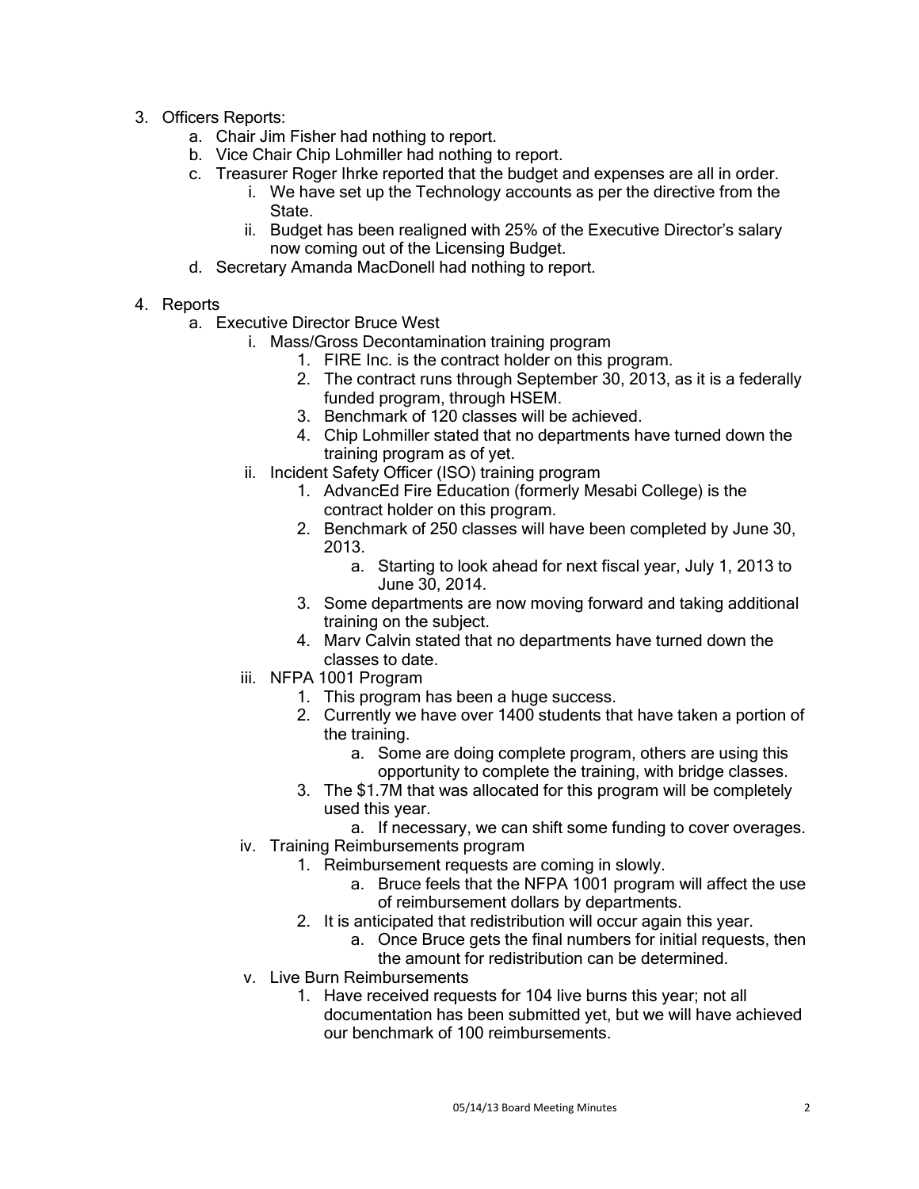3. Officers Reports:
    a. Chair Jim Fisher had nothing to report.
    b. Vice Chair Chip Lohmiller had nothing to report.
    c. Treasurer Roger Ihrke reported that the budget and expenses are all in order.
        i. We have set up the Technology accounts as per the directive from the State.
        ii. Budget has been realigned with 25% of the Executive Director's salary now coming out of the Licensing Budget.
    d. Secretary Amanda MacDonell had nothing to report.

4. Reports
    a. Executive Director Bruce West
        i. Mass/Gross Decontamination training program
            1. FIRE Inc. is the contract holder on this program.
            2. The contract runs through September 30, 2013, as it is a federally funded program, through HSEM.
            3. Benchmark of 120 classes will be achieved.
            4. Chip Lohmiller stated that no departments have turned down the training program as of yet.
        ii. Incident Safety Officer (ISO) training program
            1. AdvancEd Fire Education (formerly Mesabi College) is the contract holder on this program.
            2. Benchmark of 250 classes will have been completed by June 30, 2013.
                a. Starting to look ahead for next fiscal year, July 1, 2013 to June 30, 2014.
            3. Some departments are now moving forward and taking additional training on the subject.
            4. Marv Calvin stated that no departments have turned down the classes to date.
        iii. NFPA 1001 Program
            1. This program has been a huge success.
            2. Currently we have over 1400 students that have taken a portion of the training.
                a. Some are doing complete program, others are using this opportunity to complete the training, with bridge classes.
            3. The $1.7M that was allocated for this program will be completely used this year.
                a. If necessary, we can shift some funding to cover overages.
        iv. Training Reimbursements program
            1. Reimbursement requests are coming in slowly.
                a. Bruce feels that the NFPA 1001 program will affect the use of reimbursement dollars by departments.
            2. It is anticipated that redistribution will occur again this year.
                a. Once Bruce gets the final numbers for initial requests, then the amount for redistribution can be determined.
        v. Live Burn Reimbursements
            1. Have received requests for 104 live burns this year; not all documentation has been submitted yet, but we will have achieved our benchmark of 100 reimbursements.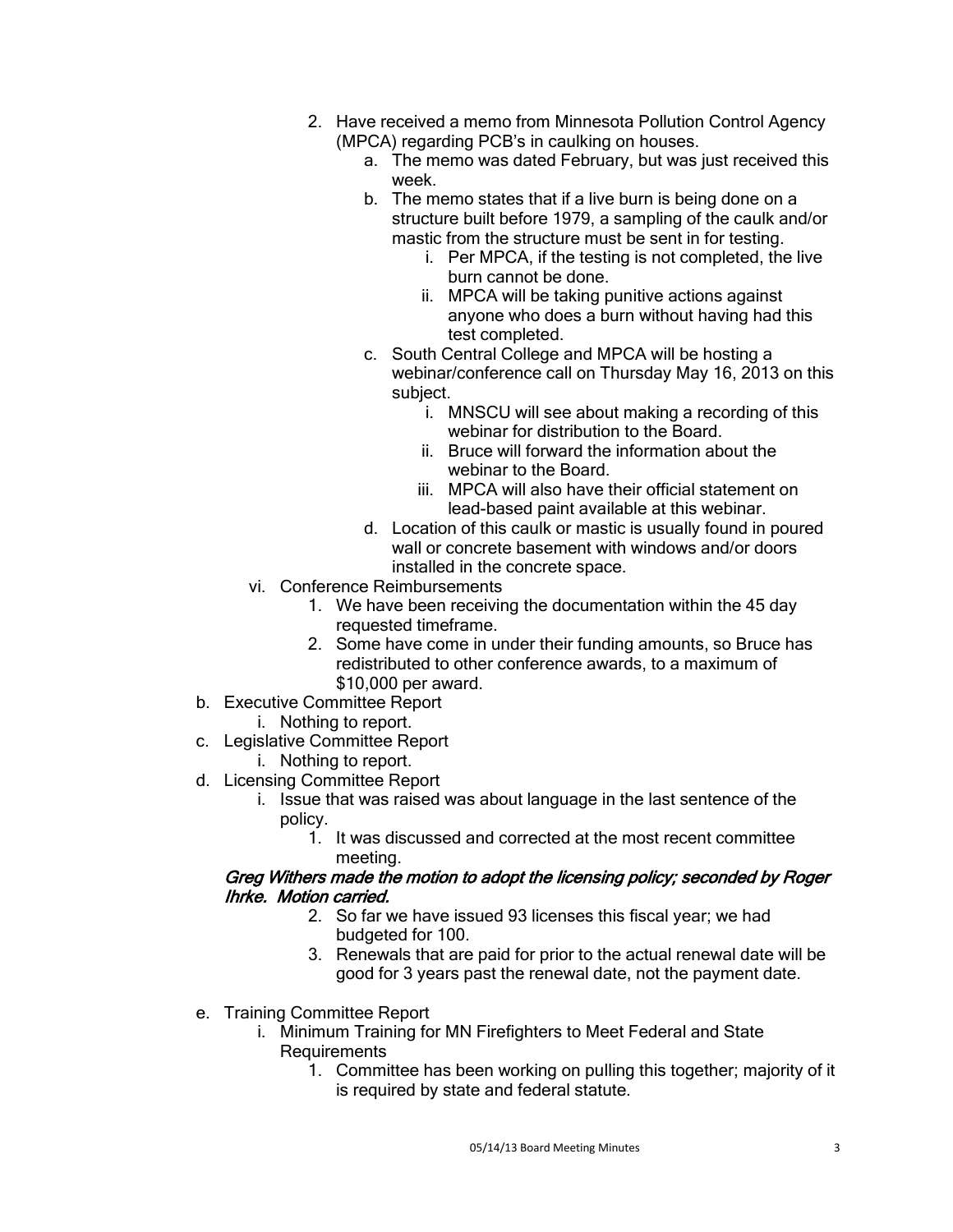2. Have received a memo from Minnesota Pollution Control Agency (MPCA) regarding PCB's in caulking on houses.
    a. The memo was dated February, but was just received this week.
    b. The memo states that if a live burn is being done on a structure built before 1979, a sampling of the caulk and/or mastic from the structure must be sent in for testing.
        i. Per MPCA, if the testing is not completed, the live burn cannot be done.
        ii. MPCA will be taking punitive actions against anyone who does a burn without having had this test completed.
    c. South Central College and MPCA will be hosting a webinar/conference call on Thursday May 16, 2013 on this subject.
        i. MNSCU will see about making a recording of this webinar for distribution to the Board.
        ii. Bruce will forward the information about the webinar to the Board.
        iii. MPCA will also have their official statement on lead-based paint available at this webinar.
    d. Location of this caulk or mastic is usually found in poured wall or concrete basement with windows and/or doors installed in the concrete space.

vi. Conference Reimbursements
1. We have been receiving the documentation within the 45 day requested timeframe.
2. Some have come in under their funding amounts, so Bruce has redistributed to other conference awards, to a maximum of $10,000 per award.

b. Executive Committee Report
    i. Nothing to report.

c. Legislative Committee Report
    i. Nothing to report.

d. Licensing Committee Report
    i. Issue that was raised was about language in the last sentence of the policy.
        1. It was discussed and corrected at the most recent committee meeting.

***Greg Withers made the motion to adopt the licensing policy; seconded by Roger Ihrke. Motion carried.***

2. So far we have issued 93 licenses this fiscal year; we had budgeted for 100.
3. Renewals that are paid for prior to the actual renewal date will be good for 3 years past the renewal date, not the payment date.

e. Training Committee Report
    i. Minimum Training for MN Firefighters to Meet Federal and State Requirements
        1. Committee has been working on pulling this together; majority of it is required by state and federal statute.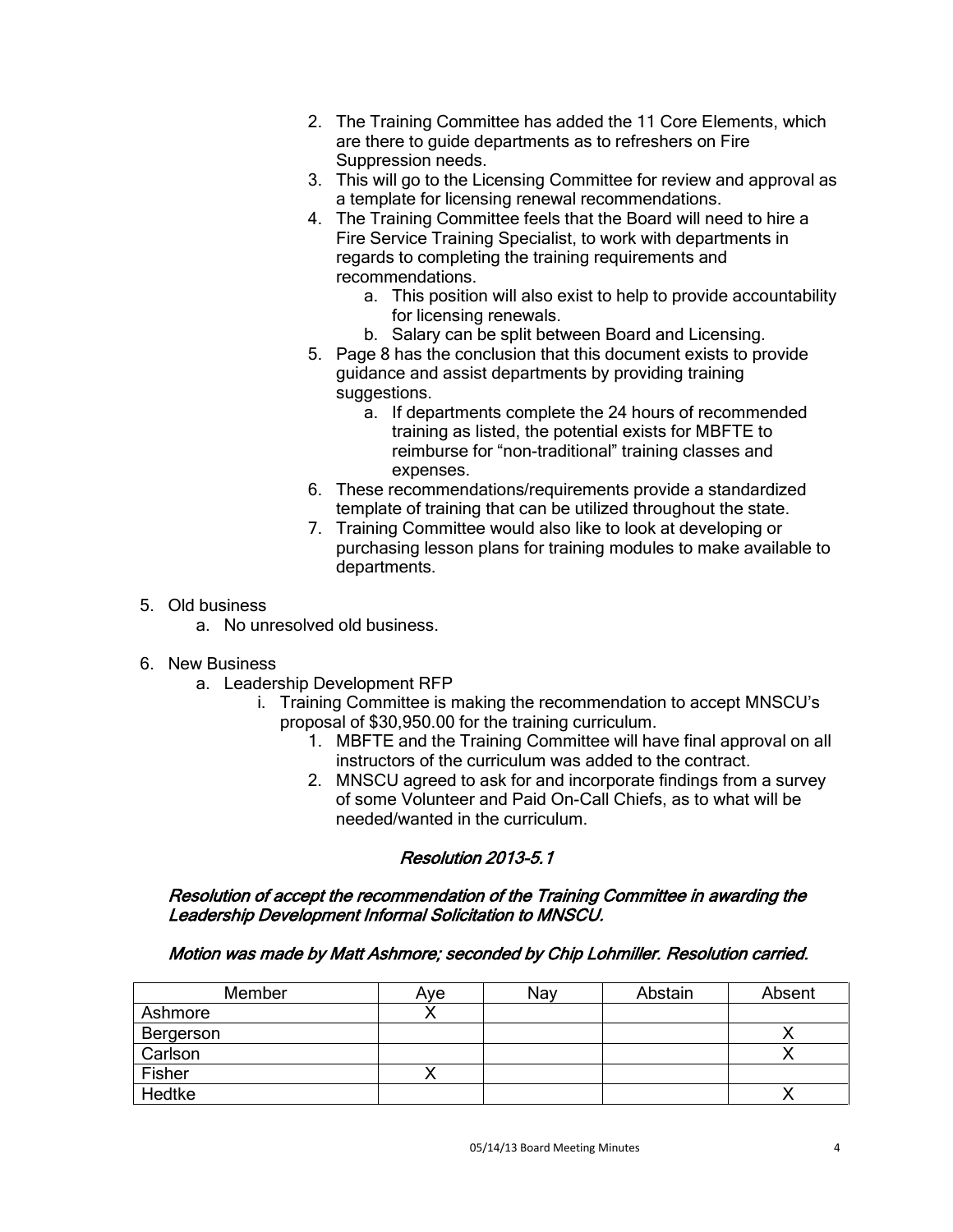2. The Training Committee has added the 11 Core Elements, which are there to guide departments as to refreshers on Fire Suppression needs.
3. This will go to the Licensing Committee for review and approval as a template for licensing renewal recommendations.
4. The Training Committee feels that the Board will need to hire a Fire Service Training Specialist, to work with departments in regards to completing the training requirements and recommendations.
    a. This position will also exist to help to provide accountability for licensing renewals.
    b. Salary can be split between Board and Licensing.
5. Page 8 has the conclusion that this document exists to provide guidance and assist departments by providing training suggestions.
    a. If departments complete the 24 hours of recommended training as listed, the potential exists for MBFTE to reimburse for "non-traditional" training classes and expenses.
6. These recommendations/requirements provide a standardized template of training that can be utilized throughout the state.
7. Training Committee would also like to look at developing or purchasing lesson plans for training modules to make available to departments.

5. Old business
    a. No unresolved old business.

6. New Business
    a. Leadership Development RFP
        i. Training Committee is making the recommendation to accept MNSCU's proposal of $30,950.00 for the training curriculum.
            1. MBFTE and the Training Committee will have final approval on all instructors of the curriculum was added to the contract.
            2. MNSCU agreed to ask for and incorporate findings from a survey of some Volunteer and Paid On-Call Chiefs, as to what will be needed/wanted in the curriculum.

### *Resolution 2013-5.1*

***Resolution of accept the recommendation of the Training Committee in awarding the Leadership Development Informal Solicitation to MNSCU.***

***Motion was made by Matt Ashmore; seconded by Chip Lohmiller. Resolution carried.***

| Member | Aye | Nay | Abstain | Absent |
|---|---|---|---|---|
| Ashmore | X | | | |
| Bergerson | | | | X |
| Carlson | | | | X |
| Fisher | X | | | |
| Hedtke | | | | X |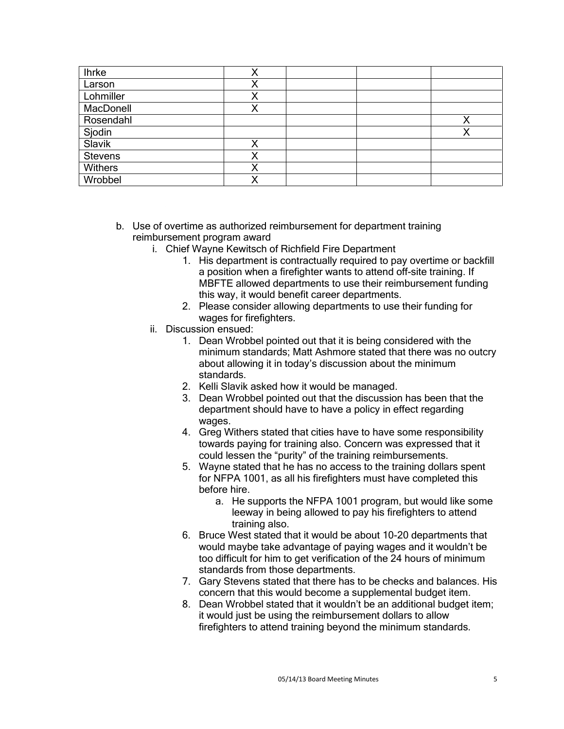| | | | | |
|---|---|---|---|---|
| Ihrke | X | | | |
| Larson | X | | | |
| Lohmiller | X | | | |
| MacDonell | X | | | |
| Rosendahl | | | | X |
| Sjodin | | | | X |
| Slavik | X | | | |
| Stevens | X | | | |
| Withers | X | | | |
| Wrobbel | X | | | |

b. Use of overtime as authorized reimbursement for department training reimbursement program award
   i. Chief Wayne Kewitsch of Richfield Fire Department
      1. His department is contractually required to pay overtime or backfill a position when a firefighter wants to attend off-site training. If MBFTE allowed departments to use their reimbursement funding this way, it would benefit career departments.
      2. Please consider allowing departments to use their funding for wages for firefighters.
   ii. Discussion ensued:
      1. Dean Wrobbel pointed out that it is being considered with the minimum standards; Matt Ashmore stated that there was no outcry about allowing it in today's discussion about the minimum standards.
      2. Kelli Slavik asked how it would be managed.
      3. Dean Wrobbel pointed out that the discussion has been that the department should have to have a policy in effect regarding wages.
      4. Greg Withers stated that cities have to have some responsibility towards paying for training also. Concern was expressed that it could lessen the "purity" of the training reimbursements.
      5. Wayne stated that he has no access to the training dollars spent for NFPA 1001, as all his firefighters must have completed this before hire.
         a. He supports the NFPA 1001 program, but would like some leeway in being allowed to pay his firefighters to attend training also.
      6. Bruce West stated that it would be about 10-20 departments that would maybe take advantage of paying wages and it wouldn't be too difficult for him to get verification of the 24 hours of minimum standards from those departments.
      7. Gary Stevens stated that there has to be checks and balances. His concern that this would become a supplemental budget item.
      8. Dean Wrobbel stated that it wouldn't be an additional budget item; it would just be using the reimbursement dollars to allow firefighters to attend training beyond the minimum standards.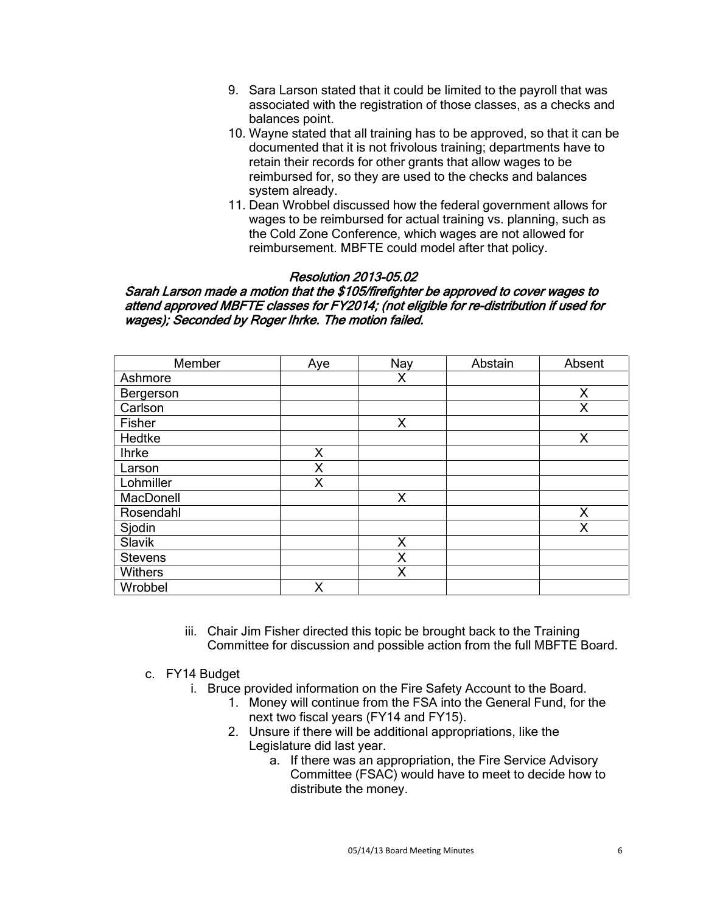9. Sara Larson stated that it could be limited to the payroll that was associated with the registration of those classes, as a checks and balances point.
10. Wayne stated that all training has to be approved, so that it can be documented that it is not frivolous training; departments have to retain their records for other grants that allow wages to be reimbursed for, so they are used to the checks and balances system already.
11. Dean Wrobbel discussed how the federal government allows for wages to be reimbursed for actual training vs. planning, such as the Cold Zone Conference, which wages are not allowed for reimbursement. MBFTE could model after that policy.

***Resolution 2013-05.02***

***Sarah Larson made a motion that the $105/firefighter be approved to cover wages to attend approved MBFTE classes for FY2014; (not eligible for re-distribution if used for wages); Seconded by Roger Ihrke. The motion failed.***

| Member | Aye | Nay | Abstain | Absent |
|---|---|---|---|---|
| Ashmore | | X | | |
| Bergerson | | | | X |
| Carlson | | | | X |
| Fisher | | X | | |
| Hedtke | | | | X |
| Ihrke | X | | | |
| Larson | X | | | |
| Lohmiller | X | | | |
| MacDonell | | X | | |
| Rosendahl | | | | X |
| Sjodin | | | | X |
| Slavik | | X | | |
| Stevens | | X | | |
| Withers | | X | | |
| Wrobbel | X | | | |

iii. Chair Jim Fisher directed this topic be brought back to the Training Committee for discussion and possible action from the full MBFTE Board.

c. FY14 Budget
   i. Bruce provided information on the Fire Safety Account to the Board.
      1. Money will continue from the FSA into the General Fund, for the next two fiscal years (FY14 and FY15).
      2. Unsure if there will be additional appropriations, like the Legislature did last year.
         a. If there was an appropriation, the Fire Service Advisory Committee (FSAC) would have to meet to decide how to distribute the money.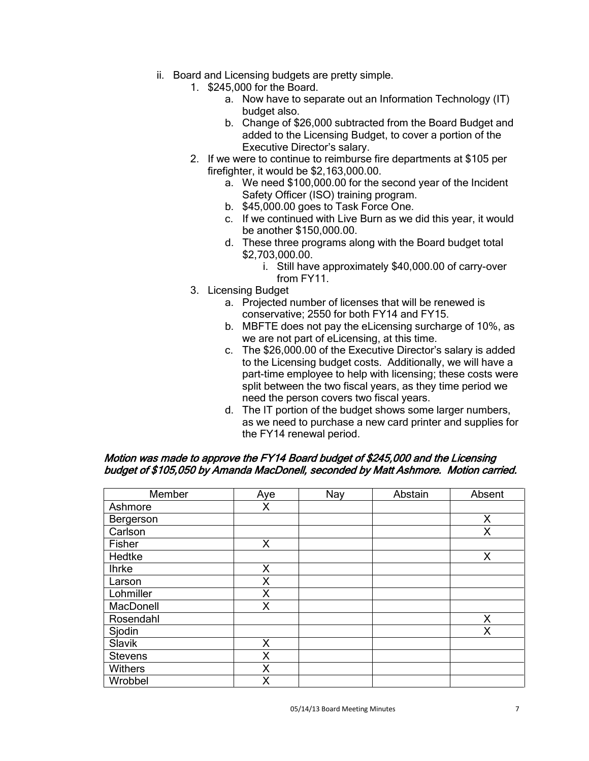- ii. Board and Licensing budgets are pretty simple.
    1. $245,000 for the Board.
        - a. Now have to separate out an Information Technology (IT) budget also.
        - b. Change of $26,000 subtracted from the Board Budget and added to the Licensing Budget, to cover a portion of the Executive Director's salary.
    2. If we were to continue to reimburse fire departments at $105 per firefighter, it would be $2,163,000.00.
        - a. We need $100,000.00 for the second year of the Incident Safety Officer (ISO) training program.
        - b. $45,000.00 goes to Task Force One.
        - c. If we continued with Live Burn as we did this year, it would be another $150,000.00.
        - d. These three programs along with the Board budget total $2,703,000.00.
            - i. Still have approximately $40,000.00 of carry-over from FY11.
    3. Licensing Budget
        - a. Projected number of licenses that will be renewed is conservative; 2550 for both FY14 and FY15.
        - b. MBFTE does not pay the eLicensing surcharge of 10%, as we are not part of eLicensing, at this time.
        - c. The $26,000.00 of the Executive Director's salary is added to the Licensing budget costs. Additionally, we will have a part-time employee to help with licensing; these costs were split between the two fiscal years, as they time period we need the person covers two fiscal years.
        - d. The IT portion of the budget shows some larger numbers, as we need to purchase a new card printer and supplies for the FY14 renewal period.

***Motion was made to approve the FY14 Board budget of $245,000 and the Licensing budget of $105,050 by Amanda MacDonell, seconded by Matt Ashmore. Motion carried.***

| Member | Aye | Nay | Abstain | Absent |
|---|---|---|---|---|
| Ashmore | X | | | |
| Bergerson | | | | X |
| Carlson | | | | X |
| Fisher | X | | | |
| Hedtke | | | | X |
| Ihrke | X | | | |
| Larson | X | | | |
| Lohmiller | X | | | |
| MacDonell | X | | | |
| Rosendahl | | | | X |
| Sjodin | | | | X |
| Slavik | X | | | |
| Stevens | X | | | |
| Withers | X | | | |
| Wrobbel | X | | | |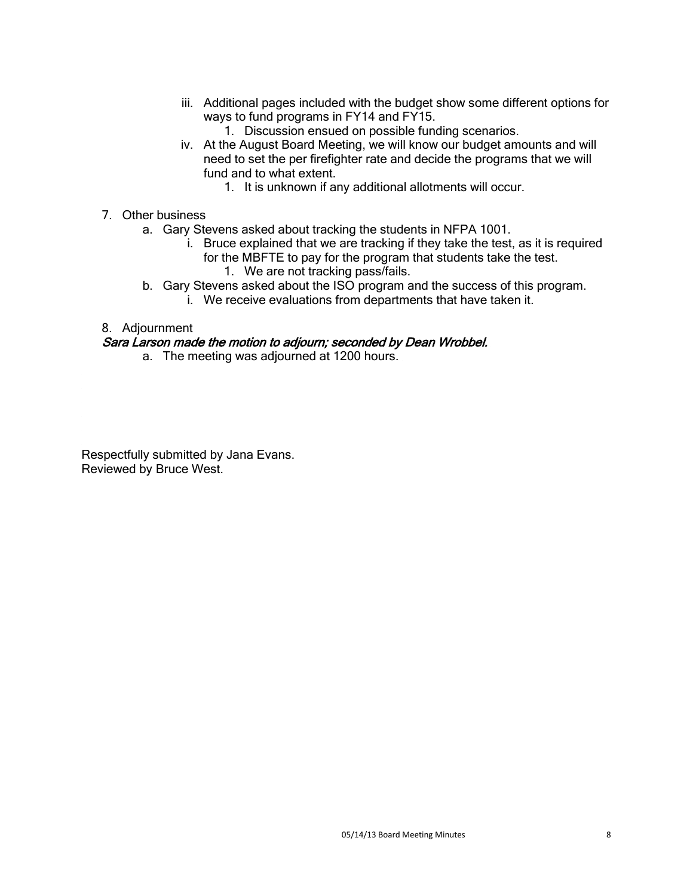iii. Additional pages included with the budget show some different options for ways to fund programs in FY14 and FY15.
    1. Discussion ensued on possible funding scenarios.

iv. At the August Board Meeting, we will know our budget amounts and will need to set the per firefighter rate and decide the programs that we will fund and to what extent.
    1. It is unknown if any additional allotments will occur.

7. Other business
    a. Gary Stevens asked about tracking the students in NFPA 1001.
        i. Bruce explained that we are tracking if they take the test, as it is required for the MBFTE to pay for the program that students take the test.
            1. We are not tracking pass/fails.
    b. Gary Stevens asked about the ISO program and the success of this program.
        i. We receive evaluations from departments that have taken it.

8. Adjournment

*Sara Larson made the motion to adjourn; seconded by Dean Wrobbel.*

    a. The meeting was adjourned at 1200 hours.

Respectfully submitted by Jana Evans.
Reviewed by Bruce West.